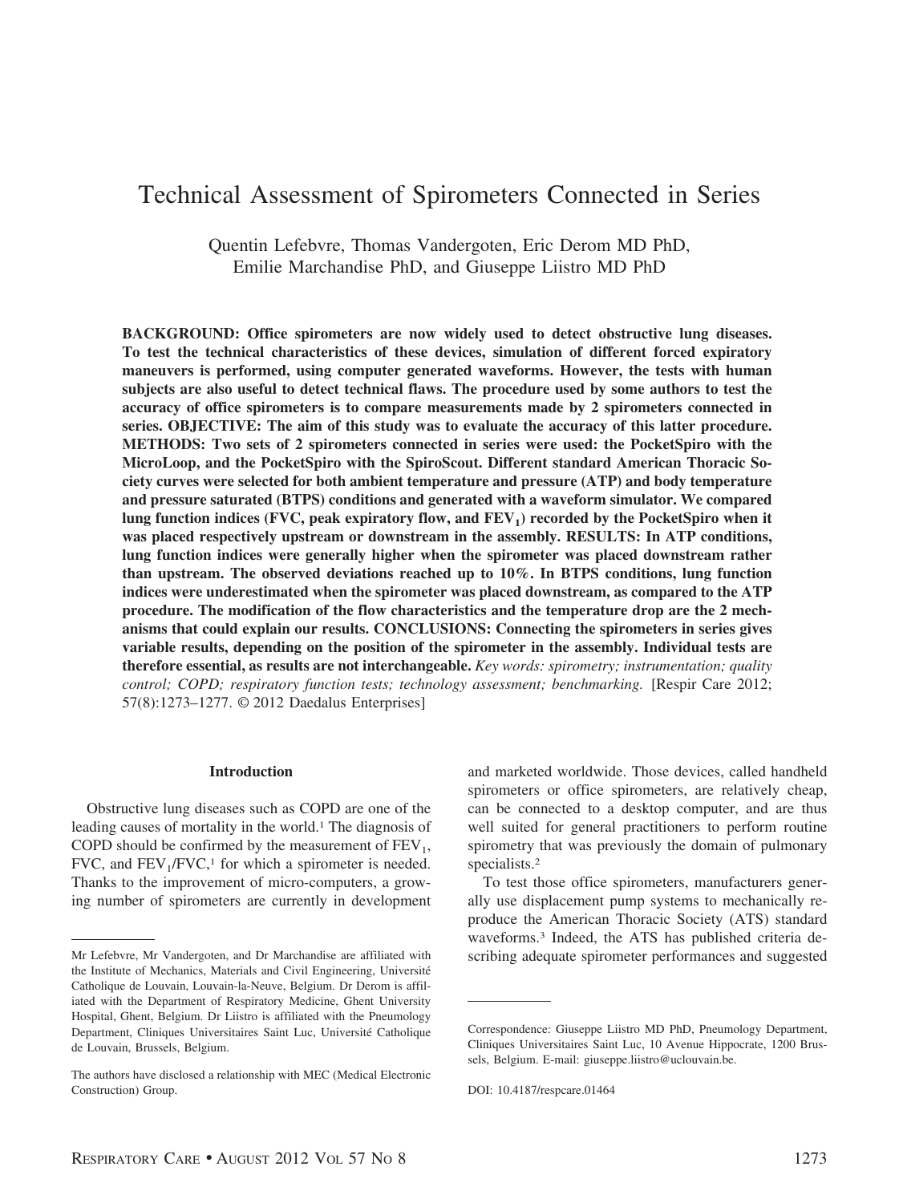# Technical Assessment of Spirometers Connected in Series

Quentin Lefebvre, Thomas Vandergoten, Eric Derom MD PhD, Emilie Marchandise PhD, and Giuseppe Liistro MD PhD

**BACKGROUND: Office spirometers are now widely used to detect obstructive lung diseases. To test the technical characteristics of these devices, simulation of different forced expiratory maneuvers is performed, using computer generated waveforms. However, the tests with human subjects are also useful to detect technical flaws. The procedure used by some authors to test the accuracy of office spirometers is to compare measurements made by 2 spirometers connected in series. OBJECTIVE: The aim of this study was to evaluate the accuracy of this latter procedure. METHODS: Two sets of 2 spirometers connected in series were used: the PocketSpiro with the MicroLoop, and the PocketSpiro with the SpiroScout. Different standard American Thoracic Society curves were selected for both ambient temperature and pressure (ATP) and body temperature and pressure saturated (BTPS) conditions and generated with a waveform simulator. We compared lung function indices (FVC, peak expiratory flow, and $FEV_1$) recorded by the PocketSpiro when it was placed respectively upstream or downstream in the assembly. RESULTS: In ATP conditions, lung function indices were generally higher when the spirometer was placed downstream rather than upstream. The observed deviations reached up to 10%. In BTPS conditions, lung function indices were underestimated when the spirometer was placed downstream, as compared to the ATP procedure. The modification of the flow characteristics and the temperature drop are the 2 mechanisms that could explain our results. CONCLUSIONS: Connecting the spirometers in series gives variable results, depending on the position of the spirometer in the assembly. Individual tests are therefore essential, as results are not interchangeable.** *Key words: spirometry; instrumentation; quality control; COPD; respiratory function tests; technology assessment; benchmarking.* [Respir Care 2012; 57(8):1273–1277. © 2012 Daedalus Enterprises]

## Introduction

Obstructive lung diseases such as COPD are one of the leading causes of mortality in the world.[1] The diagnosis of COPD should be confirmed by the measurement of $FEV_1$, FVC, and $FEV_1$/FVC,[1] for which a spirometer is needed. Thanks to the improvement of micro-computers, a growing number of spirometers are currently in development and marketed worldwide. Those devices, called handheld spirometers or office spirometers, are relatively cheap, can be connected to a desktop computer, and are thus well suited for general practitioners to perform routine spirometry that was previously the domain of pulmonary specialists.[2]

To test those office spirometers, manufacturers generally use displacement pump systems to mechanically reproduce the American Thoracic Society (ATS) standard waveforms.[3] Indeed, the ATS has published criteria describing adequate spirometer performances and suggested

---

Mr Lefebvre, Mr Vandergoten, and Dr Marchandise are affiliated with the Institute of Mechanics, Materials and Civil Engineering, Université Catholique de Louvain, Louvain-la-Neuve, Belgium. Dr Derom is affiliated with the Department of Respiratory Medicine, Ghent University Hospital, Ghent, Belgium. Dr Liistro is affiliated with the Pneumology Department, Cliniques Universitaires Saint Luc, Université Catholique de Louvain, Brussels, Belgium.

The authors have disclosed a relationship with MEC (Medical Electronic Construction) Group.

Correspondence: Giuseppe Liistro MD PhD, Pneumology Department, Cliniques Universitaires Saint Luc, 10 Avenue Hippocrate, 1200 Brussels, Belgium. E-mail: giuseppe.liistro@uclouvain.be.

DOI: 10.4187/respcare.01464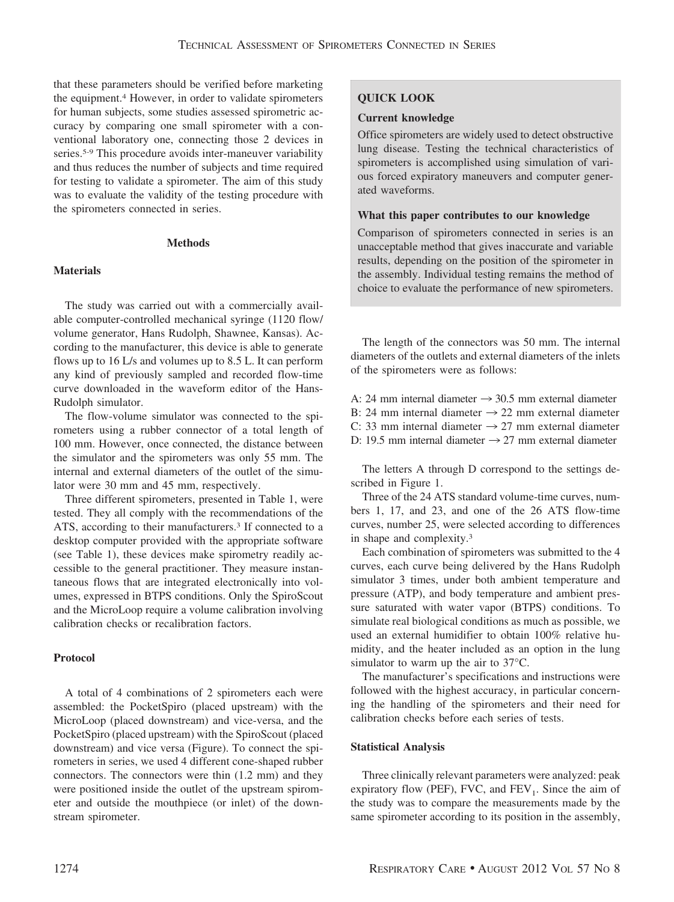that these parameters should be verified before marketing the equipment.[4] However, in order to validate spirometers for human subjects, some studies assessed spirometric accuracy by comparing one small spirometer with a conventional laboratory one, connecting those 2 devices in series.[5-9] This procedure avoids inter-maneuver variability and thus reduces the number of subjects and time required for testing to validate a spirometer. The aim of this study was to evaluate the validity of the testing procedure with the spirometers connected in series.

## Methods

### Materials

The study was carried out with a commercially available computer-controlled mechanical syringe (1120 flow/volume generator, Hans Rudolph, Shawnee, Kansas). According to the manufacturer, this device is able to generate flows up to 16 L/s and volumes up to 8.5 L. It can perform any kind of previously sampled and recorded flow-time curve downloaded in the waveform editor of the Hans-Rudolph simulator.

The flow-volume simulator was connected to the spirometers using a rubber connector of a total length of 100 mm. However, once connected, the distance between the simulator and the spirometers was only 55 mm. The internal and external diameters of the outlet of the simulator were 30 mm and 45 mm, respectively.

Three different spirometers, presented in Table 1, were tested. They all comply with the recommendations of the ATS, according to their manufacturers.[3] If connected to a desktop computer provided with the appropriate software (see Table 1), these devices make spirometry readily accessible to the general practitioner. They measure instantaneous flows that are integrated electronically into volumes, expressed in BTPS conditions. Only the SpiroScout and the MicroLoop require a volume calibration involving calibration checks or recalibration factors.

### Protocol

A total of 4 combinations of 2 spirometers each were assembled: the PocketSpiro (placed upstream) with the MicroLoop (placed downstream) and vice-versa, and the PocketSpiro (placed upstream) with the SpiroScout (placed downstream) and vice versa (Figure). To connect the spirometers in series, we used 4 different cone-shaped rubber connectors. The connectors were thin (1.2 mm) and they were positioned inside the outlet of the upstream spirometer and outside the mouthpiece (or inlet) of the downstream spirometer.

**QUICK LOOK**

**Current knowledge**

Office spirometers are widely used to detect obstructive lung disease. Testing the technical characteristics of spirometers is accomplished using simulation of various forced expiratory maneuvers and computer generated waveforms.

**What this paper contributes to our knowledge**

Comparison of spirometers connected in series is an unacceptable method that gives inaccurate and variable results, depending on the position of the spirometer in the assembly. Individual testing remains the method of choice to evaluate the performance of new spirometers.

The length of the connectors was 50 mm. The internal diameters of the outlets and external diameters of the inlets of the spirometers were as follows:

A: 24 mm internal diameter → 30.5 mm external diameter
B: 24 mm internal diameter → 22 mm external diameter
C: 33 mm internal diameter → 27 mm external diameter
D: 19.5 mm internal diameter → 27 mm external diameter

The letters A through D correspond to the settings described in Figure 1.

Three of the 24 ATS standard volume-time curves, numbers 1, 17, and 23, and one of the 26 ATS flow-time curves, number 25, were selected according to differences in shape and complexity.[3]

Each combination of spirometers was submitted to the 4 curves, each curve being delivered by the Hans Rudolph simulator 3 times, under both ambient temperature and pressure (ATP), and body temperature and ambient pressure saturated with water vapor (BTPS) conditions. To simulate real biological conditions as much as possible, we used an external humidifier to obtain 100% relative humidity, and the heater included as an option in the lung simulator to warm up the air to 37°C.

The manufacturer's specifications and instructions were followed with the highest accuracy, in particular concerning the handling of the spirometers and their need for calibration checks before each series of tests.

### Statistical Analysis

Three clinically relevant parameters were analyzed: peak expiratory flow (PEF), FVC, and $FEV_1$. Since the aim of the study was to compare the measurements made by the same spirometer according to its position in the assembly,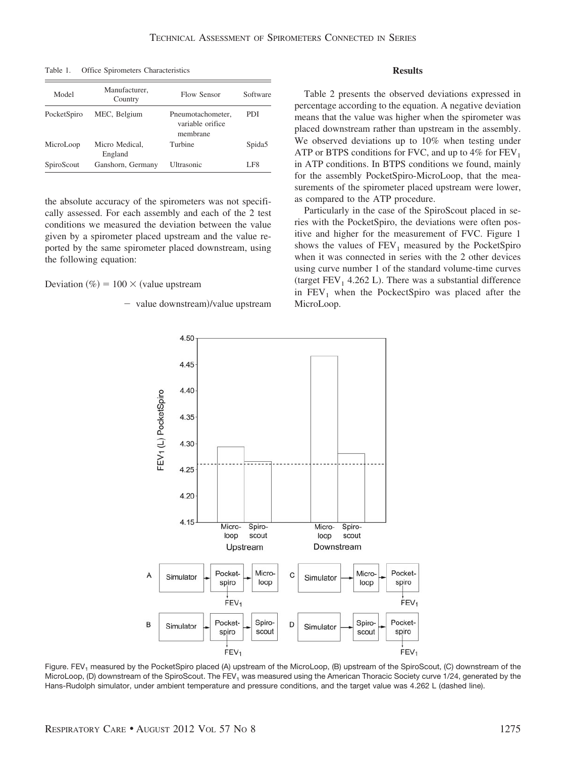Table 1. Office Spirometers Characteristics

| Model | Manufacturer, Country | Flow Sensor | Software |
|---|---|---|---|
| PocketSpiro | MEC, Belgium | Pneumotachometer, variable orifice membrane | PDI |
| MicroLoop | Micro Medical, England | Turbine | Spida5 |
| SpiroScout | Ganshorn, Germany | Ultrasonic | LF8 |

the absolute accuracy of the spirometers was not specifically assessed. For each assembly and each of the 2 test conditions we measured the deviation between the value given by a spirometer placed upstream and the value reported by the same spirometer placed downstream, using the following equation:

$$\text{Deviation } (\%) = 100 \times (\text{value upstream} - \text{value downstream})/\text{value upstream}$$

## Results

Table 2 presents the observed deviations expressed in percentage according to the equation. A negative deviation means that the value was higher when the spirometer was placed downstream rather than upstream in the assembly. We observed deviations up to 10% when testing under ATP or BTPS conditions for FVC, and up to 4% for $FEV_1$ in ATP conditions. In BTPS conditions we found, mainly for the assembly PocketSpiro-MicroLoop, that the measurements of the spirometer placed upstream were lower, as compared to the ATP procedure.

Particularly in the case of the SpiroScout placed in series with the PocketSpiro, the deviations were often positive and higher for the measurement of FVC. Figure 1 shows the values of $FEV_1$ measured by the PocketSpiro when it was connected in series with the 2 other devices using curve number 1 of the standard volume-time curves (target $FEV_1$ 4.262 L). There was a substantial difference in $FEV_1$ when the PockectSpiro was placed after the MicroLoop.

Figure. $FEV_1$ measured by the PocketSpiro placed (A) upstream of the MicroLoop, (B) upstream of the SpiroScout, (C) downstream of the MicroLoop, (D) downstream of the SpiroScout. The $FEV_1$ was measured using the American Thoracic Society curve 1/24, generated by the Hans-Rudolph simulator, under ambient temperature and pressure conditions, and the target value was 4.262 L (dashed line).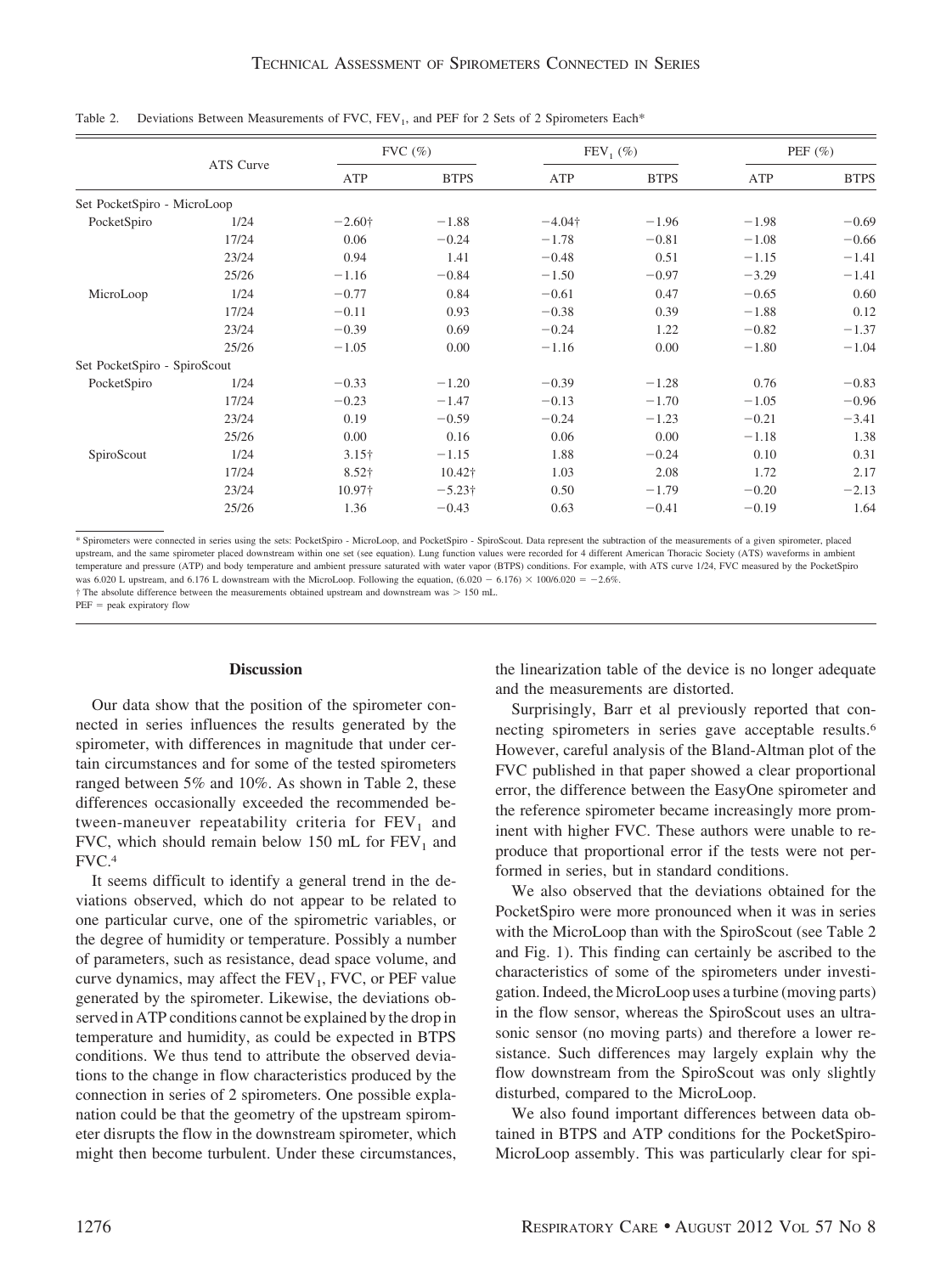Table 2. Deviations Between Measurements of FVC, $FEV_1$, and PEF for 2 Sets of 2 Spirometers Each*

| | ATS Curve | FVC (%) | | $FEV_1$ (%) | | PEF (%) | |
|---|---|---|---|---|---|---|---|
| | | ATP | BTPS | ATP | BTPS | ATP | BTPS |
| Set PocketSpiro - MicroLoop | | | | | | | |
| PocketSpiro | 1/24 | −2.60† | −1.88 | −4.04† | −1.96 | −1.98 | −0.69 |
| | 17/24 | 0.06 | −0.24 | −1.78 | −0.81 | −1.08 | −0.66 |
| | 23/24 | 0.94 | 1.41 | −0.48 | 0.51 | −1.15 | −1.41 |
| | 25/26 | −1.16 | −0.84 | −1.50 | −0.97 | −3.29 | −1.41 |
| MicroLoop | 1/24 | −0.77 | 0.84 | −0.61 | 0.47 | −0.65 | 0.60 |
| | 17/24 | −0.11 | 0.93 | −0.38 | 0.39 | −1.88 | 0.12 |
| | 23/24 | −0.39 | 0.69 | −0.24 | 1.22 | −0.82 | −1.37 |
| | 25/26 | −1.05 | 0.00 | −1.16 | 0.00 | −1.80 | −1.04 |
| Set PocketSpiro - SpiroScout | | | | | | | |
| PocketSpiro | 1/24 | −0.33 | −1.20 | −0.39 | −1.28 | 0.76 | −0.83 |
| | 17/24 | −0.23 | −1.47 | −0.13 | −1.70 | −1.05 | −0.96 |
| | 23/24 | 0.19 | −0.59 | −0.24 | −1.23 | −0.21 | −3.41 |
| | 25/26 | 0.00 | 0.16 | 0.06 | 0.00 | −1.18 | 1.38 |
| SpiroScout | 1/24 | 3.15† | −1.15 | 1.88 | −0.24 | 0.10 | 0.31 |
| | 17/24 | 8.52† | 10.42† | 1.03 | 2.08 | 1.72 | 2.17 |
| | 23/24 | 10.97† | −5.23† | 0.50 | −1.79 | −0.20 | −2.13 |
| | 25/26 | 1.36 | −0.43 | 0.63 | −0.41 | −0.19 | 1.64 |

\* Spirometers were connected in series using the sets: PocketSpiro - MicroLoop, and PocketSpiro - SpiroScout. Data represent the subtraction of the measurements of a given spirometer, placed upstream, and the same spirometer placed downstream within one set (see equation). Lung function values were recorded for 4 different American Thoracic Society (ATS) waveforms in ambient temperature and pressure (ATP) and body temperature and ambient pressure saturated with water vapor (BTPS) conditions. For example, with ATS curve 1/24, FVC measured by the PocketSpiro was 6.020 L upstream, and 6.176 L downstream with the MicroLoop. Following the equation, $(6.020 - 6.176) \times 100/6.020 = -2.6\%$.

† The absolute difference between the measurements obtained upstream and downstream was > 150 mL.

PEF = peak expiratory flow

## Discussion

Our data show that the position of the spirometer connected in series influences the results generated by the spirometer, with differences in magnitude that under certain circumstances and for some of the tested spirometers ranged between 5% and 10%. As shown in Table 2, these differences occasionally exceeded the recommended between-maneuver repeatability criteria for $FEV_1$ and FVC, which should remain below 150 mL for $FEV_1$ and FVC.[4]

It seems difficult to identify a general trend in the deviations observed, which do not appear to be related to one particular curve, one of the spirometric variables, or the degree of humidity or temperature. Possibly a number of parameters, such as resistance, dead space volume, and curve dynamics, may affect the $FEV_1$, FVC, or PEF value generated by the spirometer. Likewise, the deviations observed in ATP conditions cannot be explained by the drop in temperature and humidity, as could be expected in BTPS conditions. We thus tend to attribute the observed deviations to the change in flow characteristics produced by the connection in series of 2 spirometers. One possible explanation could be that the geometry of the upstream spirometer disrupts the flow in the downstream spirometer, which might then become turbulent. Under these circumstances, the linearization table of the device is no longer adequate and the measurements are distorted.

Surprisingly, Barr et al previously reported that connecting spirometers in series gave acceptable results.[6] However, careful analysis of the Bland-Altman plot of the FVC published in that paper showed a clear proportional error, the difference between the EasyOne spirometer and the reference spirometer became increasingly more prominent with higher FVC. These authors were unable to reproduce that proportional error if the tests were not performed in series, but in standard conditions.

We also observed that the deviations obtained for the PocketSpiro were more pronounced when it was in series with the MicroLoop than with the SpiroScout (see Table 2 and Fig. 1). This finding can certainly be ascribed to the characteristics of some of the spirometers under investigation. Indeed, the MicroLoop uses a turbine (moving parts) in the flow sensor, whereas the SpiroScout uses an ultrasonic sensor (no moving parts) and therefore a lower resistance. Such differences may largely explain why the flow downstream from the SpiroScout was only slightly disturbed, compared to the MicroLoop.

We also found important differences between data obtained in BTPS and ATP conditions for the PocketSpiro-MicroLoop assembly. This was particularly clear for spi-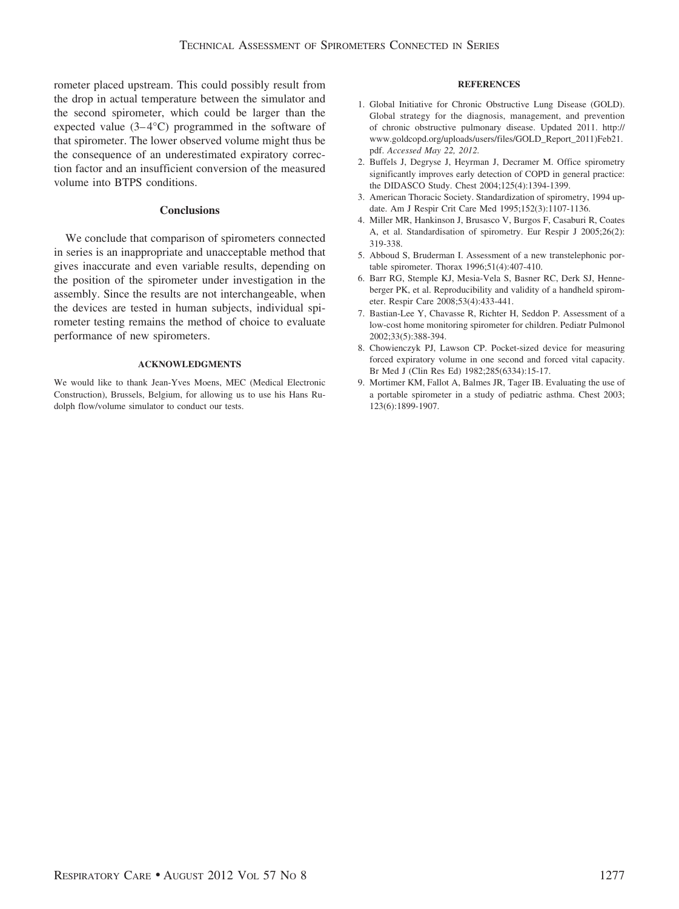rometer placed upstream. This could possibly result from the drop in actual temperature between the simulator and the second spirometer, which could be larger than the expected value (3–4°C) programmed in the software of that spirometer. The lower observed volume might thus be the consequence of an underestimated expiratory correction factor and an insufficient conversion of the measured volume into BTPS conditions.

## Conclusions

We conclude that comparison of spirometers connected in series is an inappropriate and unacceptable method that gives inaccurate and even variable results, depending on the position of the spirometer under investigation in the assembly. Since the results are not interchangeable, when the devices are tested in human subjects, individual spirometer testing remains the method of choice to evaluate performance of new spirometers.

### ACKNOWLEDGMENTS

We would like to thank Jean-Yves Moens, MEC (Medical Electronic Construction), Brussels, Belgium, for allowing us to use his Hans Rudolph flow/volume simulator to conduct our tests.

### REFERENCES

1. Global Initiative for Chronic Obstructive Lung Disease (GOLD). Global strategy for the diagnosis, management, and prevention of chronic obstructive pulmonary disease. Updated 2011. http://www.goldcopd.org/uploads/users/files/GOLD_Report_2011)Feb21.pdf. *Accessed May 22, 2012.*
2. Buffels J, Degryse J, Heyrman J, Decramer M. Office spirometry significantly improves early detection of COPD in general practice: the DIDASCO Study. Chest 2004;125(4):1394-1399.
3. American Thoracic Society. Standardization of spirometry, 1994 update. Am J Respir Crit Care Med 1995;152(3):1107-1136.
4. Miller MR, Hankinson J, Brusasco V, Burgos F, Casaburi R, Coates A, et al. Standardisation of spirometry. Eur Respir J 2005;26(2):319-338.
5. Abboud S, Bruderman I. Assessment of a new transtelephonic portable spirometer. Thorax 1996;51(4):407-410.
6. Barr RG, Stemple KJ, Mesia-Vela S, Basner RC, Derk SJ, Henneberger PK, et al. Reproducibility and validity of a handheld spirometer. Respir Care 2008;53(4):433-441.
7. Bastian-Lee Y, Chavasse R, Richter H, Seddon P. Assessment of a low-cost home monitoring spirometer for children. Pediatr Pulmonol 2002;33(5):388-394.
8. Chowienczyk PJ, Lawson CP. Pocket-sized device for measuring forced expiratory volume in one second and forced vital capacity. Br Med J (Clin Res Ed) 1982;285(6334):15-17.
9. Mortimer KM, Fallot A, Balmes JR, Tager IB. Evaluating the use of a portable spirometer in a study of pediatric asthma. Chest 2003;123(6):1899-1907.